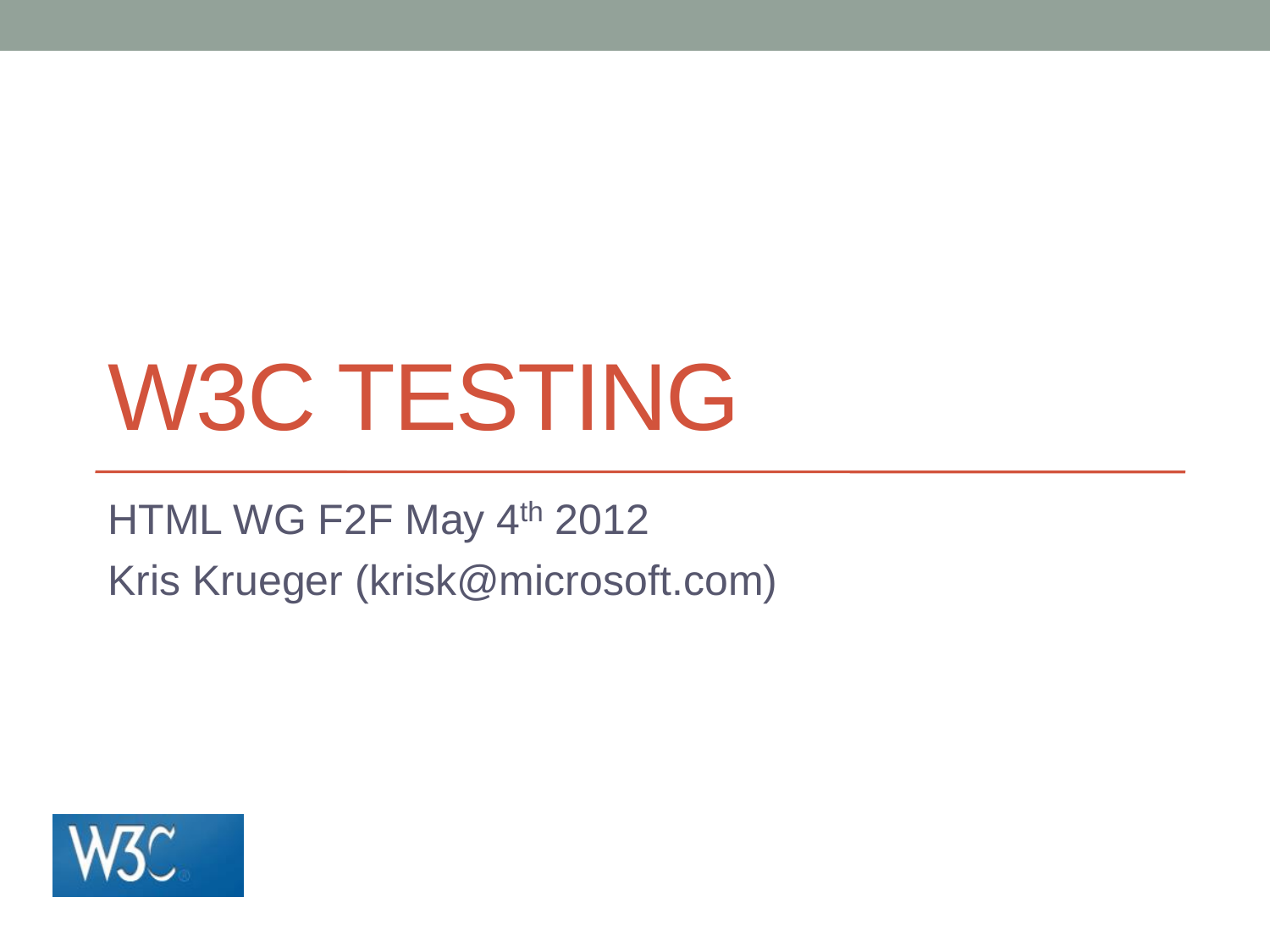# W3C TESTING

HTML WG F2F May 4th 2012

Kris Krueger (krisk@microsoft.com)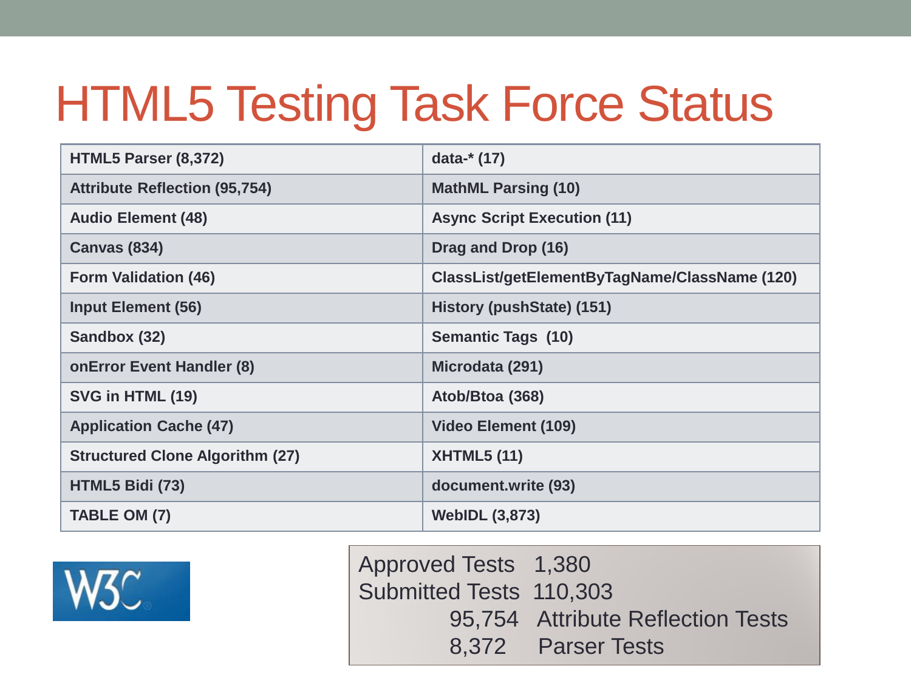# HTML5 Testing Task Force Status

| | |
|---|---|
| **HTML5 Parser (8,372)** | **data-* (17)** |
| **Attribute Reflection (95,754)** | **MathML Parsing (10)** |
| **Audio Element (48)** | **Async Script Execution (11)** |
| **Canvas (834)** | **Drag and Drop (16)** |
| **Form Validation (46)** | **ClassList/getElementByTagName/ClassName (120)** |
| **Input Element (56)** | **History (pushState) (151)** |
| **Sandbox (32)** | **Semantic Tags (10)** |
| **onError Event Handler (8)** | **Microdata (291)** |
| **SVG in HTML (19)** | **Atob/Btoa (368)** |
| **Application Cache (47)** | **Video Element (109)** |
| **Structured Clone Algorithm (27)** | **XHTML5 (11)** |
| **HTML5 Bidi (73)** | **document.write (93)** |
| **TABLE OM (7)** | **WebIDL (3,873)** |

W3C

Approved Tests 1,380
Submitted Tests 110,303
95,754 Attribute Reflection Tests
8,372 Parser Tests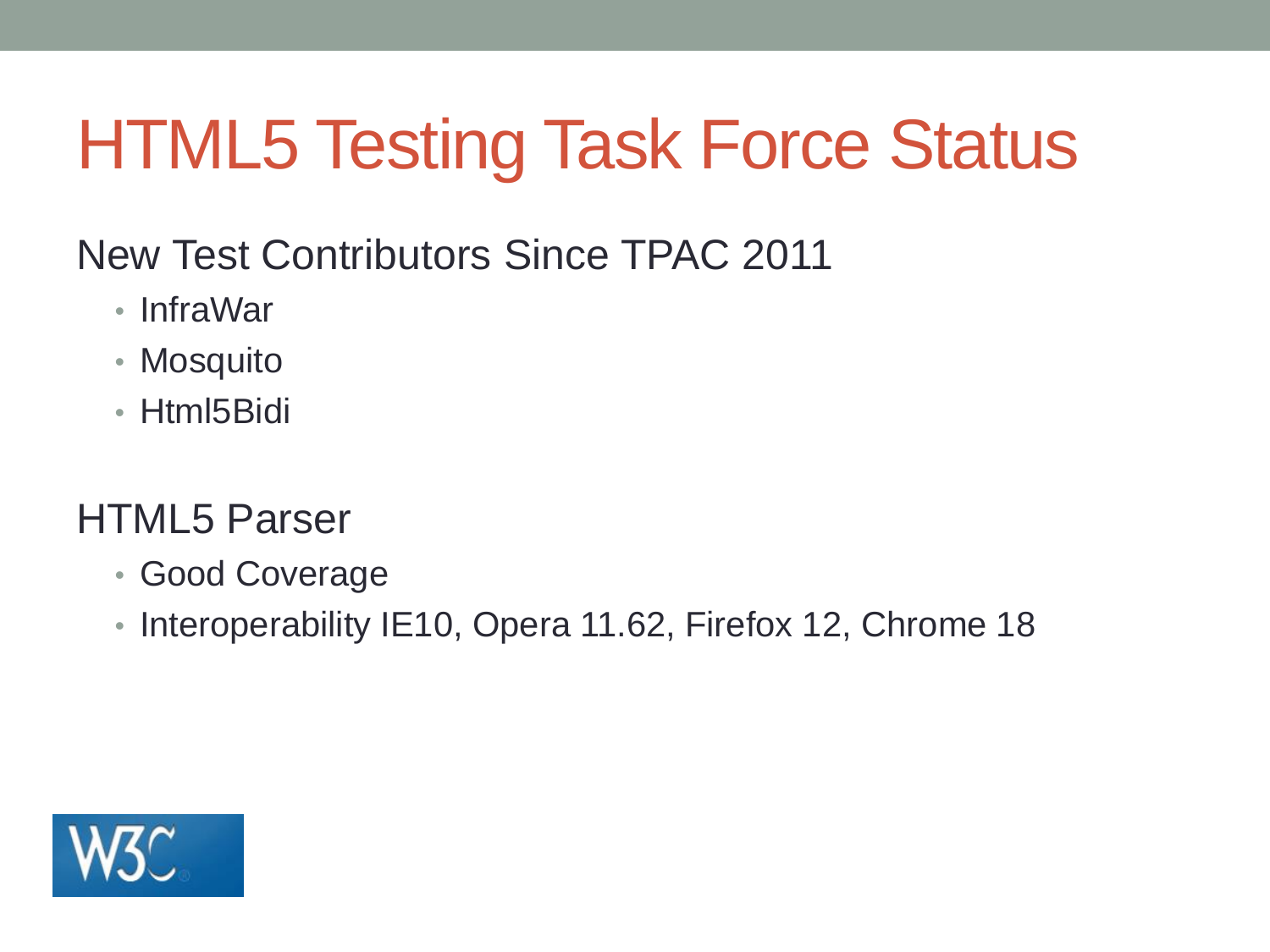# HTML5 Testing Task Force Status

New Test Contributors Since TPAC 2011

- InfraWar
- Mosquito
- Html5Bidi

HTML5 Parser

- Good Coverage
- Interoperability IE10, Opera 11.62, Firefox 12, Chrome 18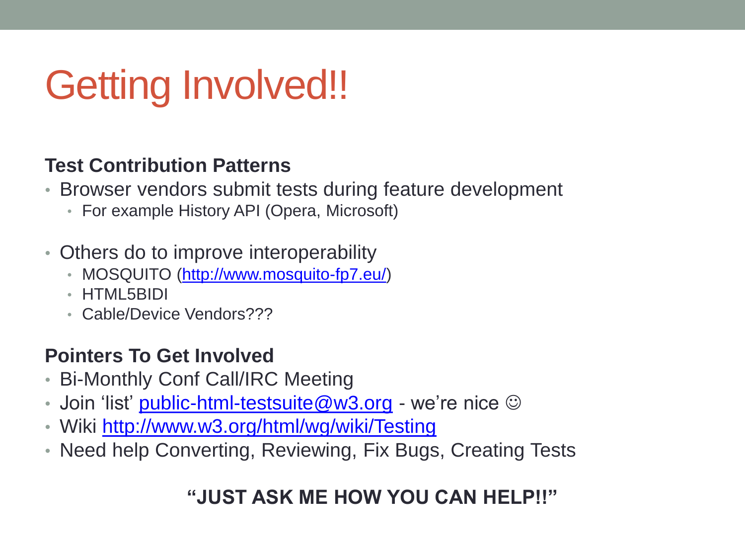# Getting Involved!!

**Test Contribution Patterns**

- Browser vendors submit tests during feature development
  - For example History API (Opera, Microsoft)
- Others do to improve interoperability
  - MOSQUITO ([http://www.mosquito-fp7.eu/](http://www.mosquito-fp7.eu/))
  - HTML5BIDI
  - Cable/Device Vendors???

**Pointers To Get Involved**

- Bi-Monthly Conf Call/IRC Meeting
- Join 'list' [public-html-testsuite@w3.org](mailto:public-html-testsuite@w3.org) - we're nice ☺
- Wiki [http://www.w3.org/html/wg/wiki/Testing](http://www.w3.org/html/wg/wiki/Testing)
- Need help Converting, Reviewing, Fix Bugs, Creating Tests

**"JUST ASK ME HOW YOU CAN HELP!!"**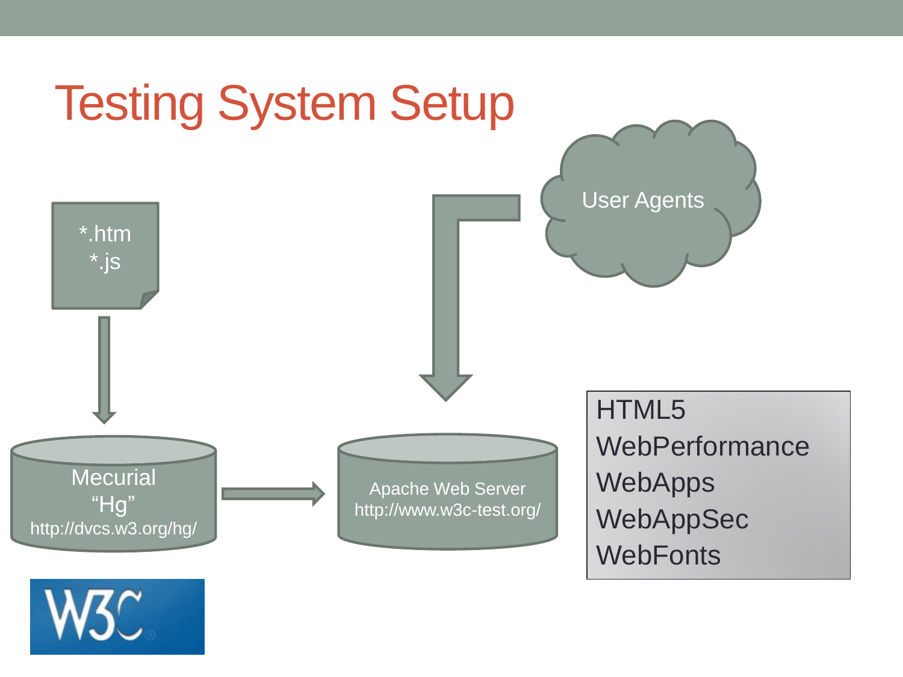# Testing System Setup

*.htm
*.js

Mecurial
“Hg”
http://dvcs.w3.org/hg/

Apache Web Server
http://www.w3c-test.org/

User Agents

HTML5
WebPerformance
WebApps
WebAppSec
WebFonts

W3C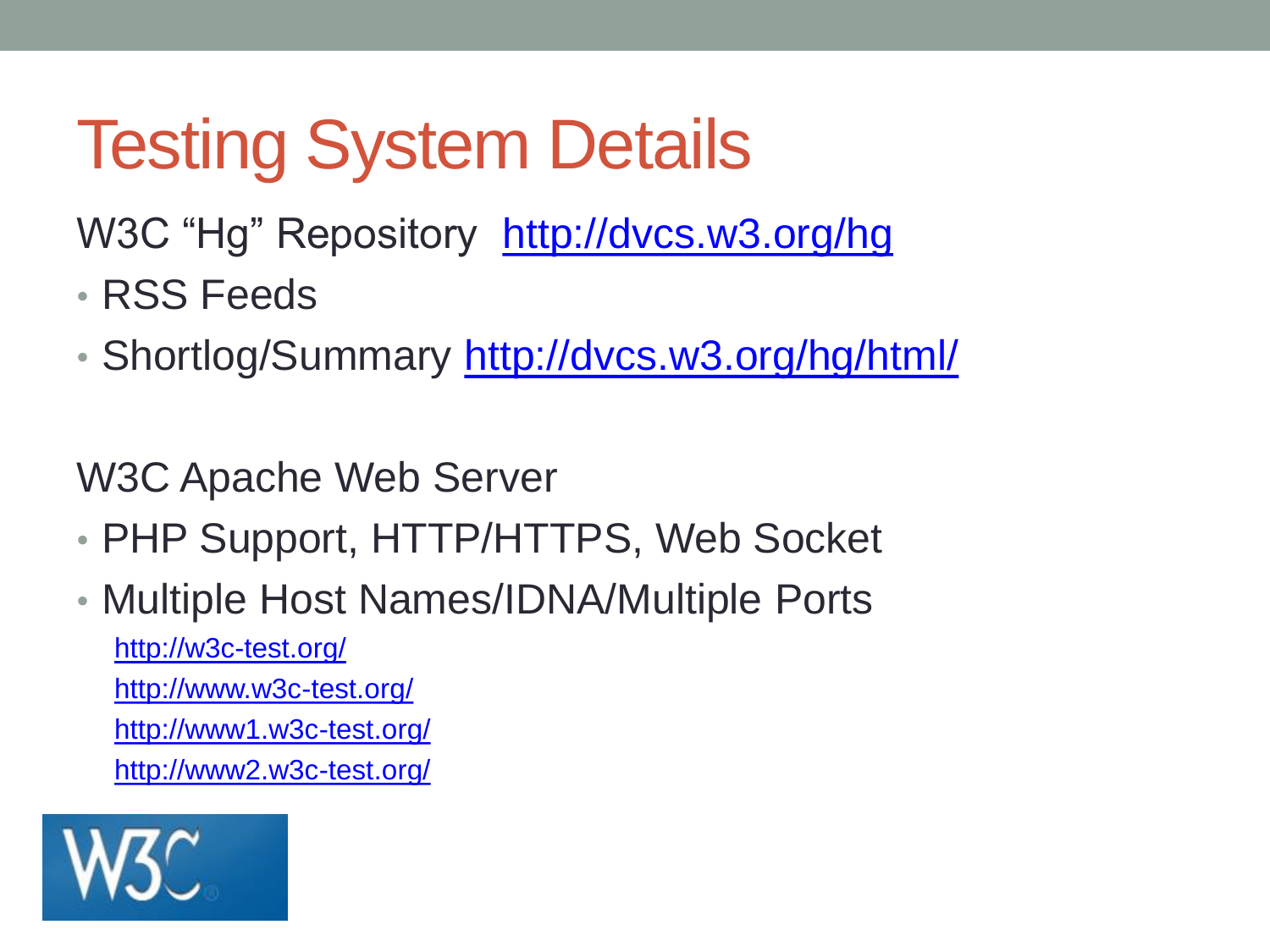# Testing System Details

W3C “Hg” Repository http://dvcs.w3.org/hg

- RSS Feeds
- Shortlog/Summary http://dvcs.w3.org/hg/html/

W3C Apache Web Server

- PHP Support, HTTP/HTTPS, Web Socket
- Multiple Host Names/IDNA/Multiple Ports
  - http://w3c-test.org/
  - http://www.w3c-test.org/
  - http://www1.w3c-test.org/
  - http://www2.w3c-test.org/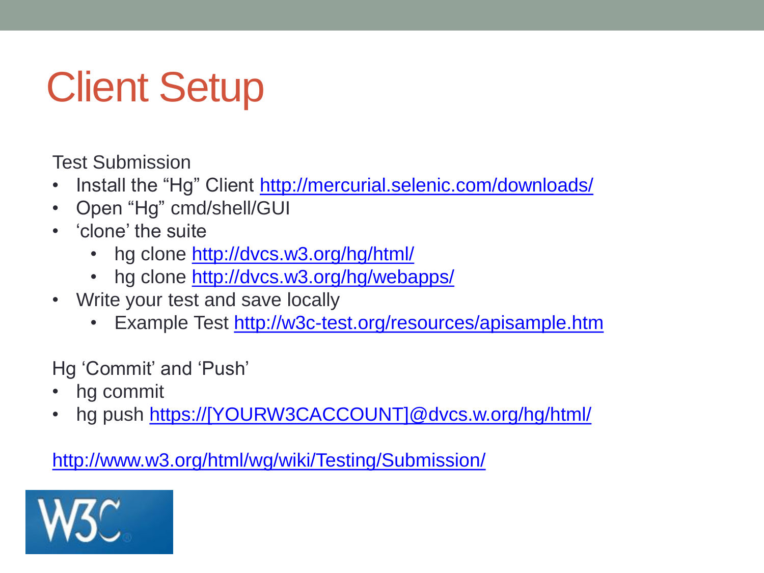# Client Setup

Test Submission

- Install the “Hg” Client http://mercurial.selenic.com/downloads/
- Open “Hg” cmd/shell/GUI
- ‘clone’ the suite
  - hg clone http://dvcs.w3.org/hg/html/
  - hg clone http://dvcs.w3.org/hg/webapps/
- Write your test and save locally
  - Example Test http://w3c-test.org/resources/apisample.htm

Hg ‘Commit’ and ‘Push’

- hg commit
- hg push https://[YOURW3CACCOUNT]@dvcs.w.org/hg/html/

http://www.w3.org/html/wg/wiki/Testing/Submission/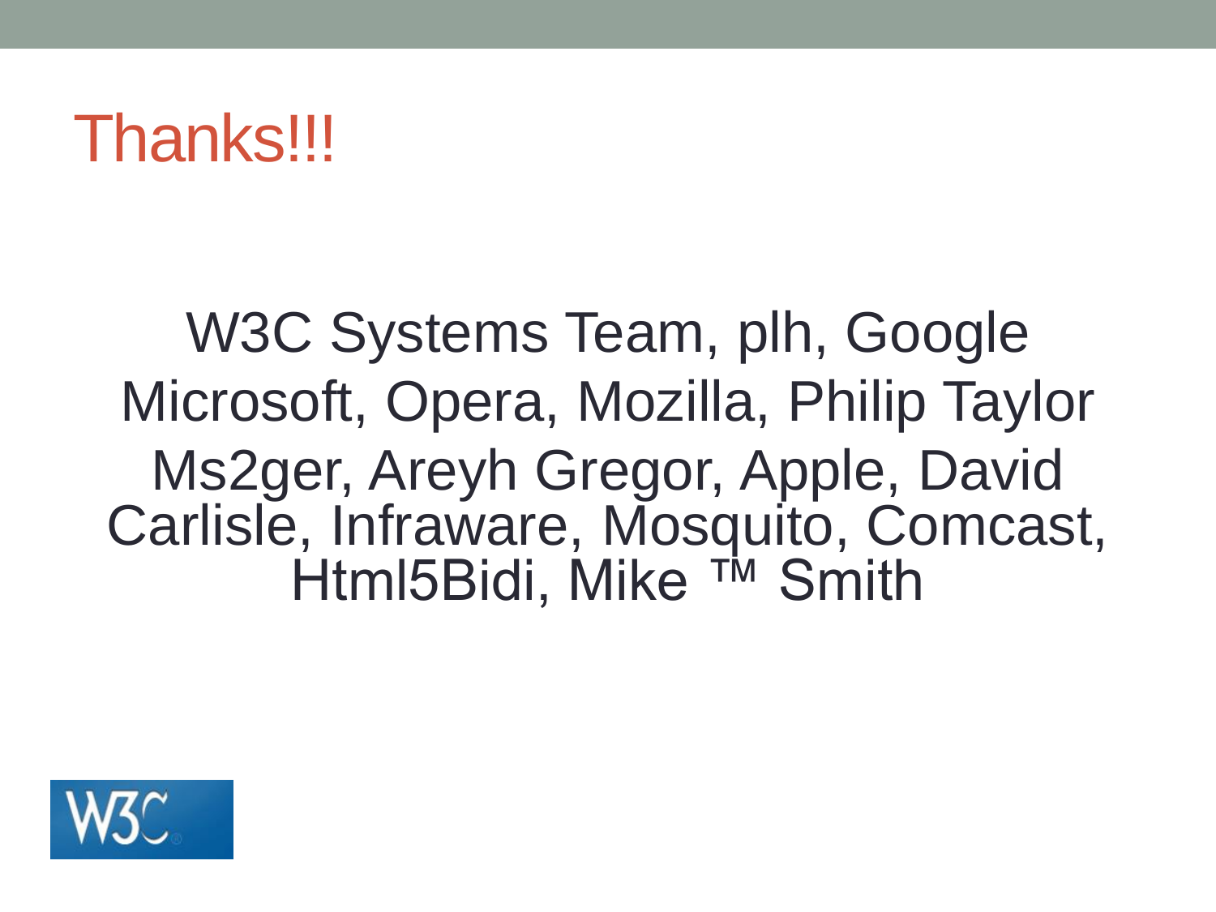# Thanks!!!

W3C Systems Team, plh, Google
Microsoft, Opera, Mozilla, Philip Taylor
Ms2ger, Areyh Gregor, Apple, David Carlisle, Infraware, Mosquito, Comcast, Html5Bidi, Mike ™ Smith